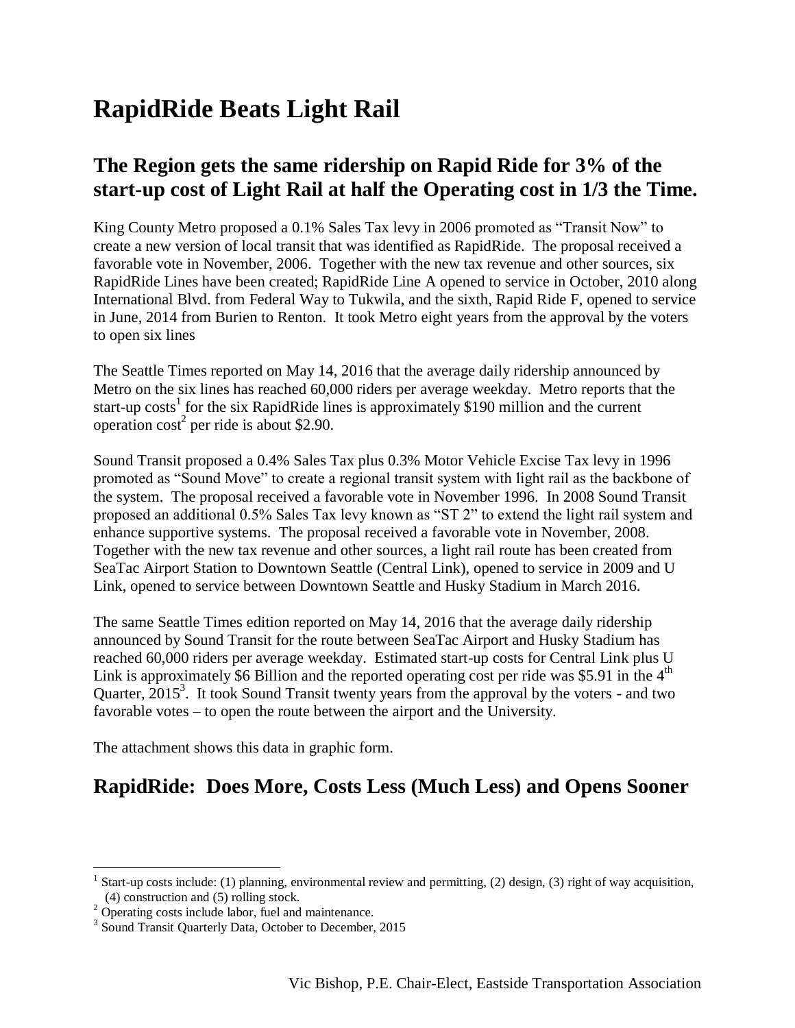# RapidRide Beats Light Rail

## The Region gets the same ridership on Rapid Ride for 3% of the start-up cost of Light Rail at half the Operating cost in 1/3 the Time.

King County Metro proposed a 0.1% Sales Tax levy in 2006 promoted as "Transit Now" to create a new version of local transit that was identified as RapidRide. The proposal received a favorable vote in November, 2006. Together with the new tax revenue and other sources, six RapidRide Lines have been created; RapidRide Line A opened to service in October, 2010 along International Blvd. from Federal Way to Tukwila, and the sixth, Rapid Ride F, opened to service in June, 2014 from Burien to Renton. It took Metro eight years from the approval by the voters to open six lines

The Seattle Times reported on May 14, 2016 that the average daily ridership announced by Metro on the six lines has reached 60,000 riders per average weekday. Metro reports that the start-up costs[1] for the six RapidRide lines is approximately $190 million and the current operation cost[2] per ride is about $2.90.

Sound Transit proposed a 0.4% Sales Tax plus 0.3% Motor Vehicle Excise Tax levy in 1996 promoted as "Sound Move" to create a regional transit system with light rail as the backbone of the system. The proposal received a favorable vote in November 1996. In 2008 Sound Transit proposed an additional 0.5% Sales Tax levy known as "ST 2" to extend the light rail system and enhance supportive systems. The proposal received a favorable vote in November, 2008. Together with the new tax revenue and other sources, a light rail route has been created from SeaTac Airport Station to Downtown Seattle (Central Link), opened to service in 2009 and U Link, opened to service between Downtown Seattle and Husky Stadium in March 2016.

The same Seattle Times edition reported on May 14, 2016 that the average daily ridership announced by Sound Transit for the route between SeaTac Airport and Husky Stadium has reached 60,000 riders per average weekday. Estimated start-up costs for Central Link plus U Link is approximately $6 Billion and the reported operating cost per ride was $5.91 in the 4th Quarter, 2015[3]. It took Sound Transit twenty years from the approval by the voters - and two favorable votes – to open the route between the airport and the University.

The attachment shows this data in graphic form.

## RapidRide: Does More, Costs Less (Much Less) and Opens Sooner

[1] Start-up costs include: (1) planning, environmental review and permitting, (2) design, (3) right of way acquisition, (4) construction and (5) rolling stock.

[2] Operating costs include labor, fuel and maintenance.

[3] Sound Transit Quarterly Data, October to December, 2015

Vic Bishop, P.E. Chair-Elect, Eastside Transportation Association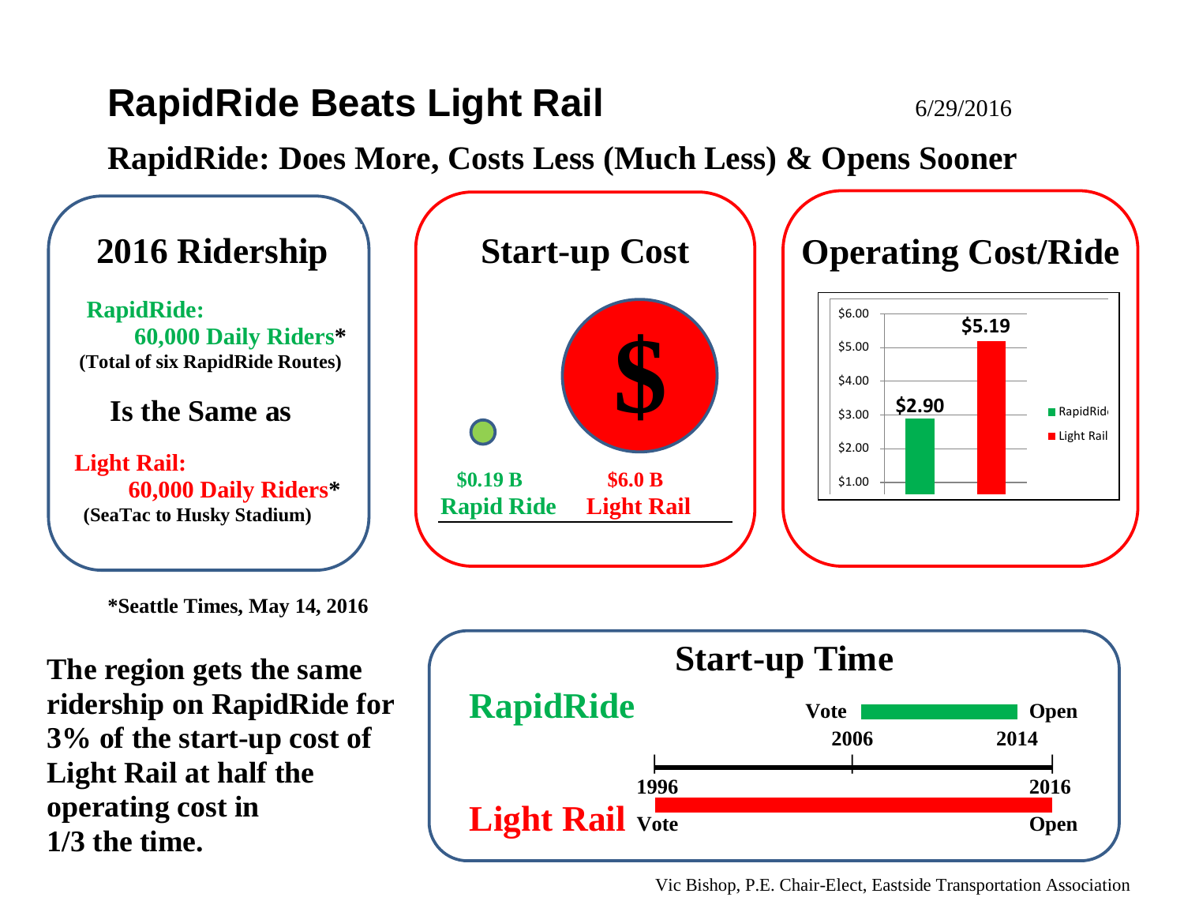# RapidRide Beats Light Rail

6/29/2016

## RapidRide: Does More, Costs Less (Much Less) & Opens Sooner

### 2016 Ridership

**RapidRide:**
**60,000 Daily Riders***
**(Total of six RapidRide Routes)**

**Is the Same as**

**Light Rail:**
**60,000 Daily Riders***
**(SeaTac to Husky Stadium)**

**\*Seattle Times, May 14, 2016**

### Start-up Cost

$

**$0.19 B**
**Rapid Ride**

**$6.0 B**
**Light Rail**

### Operating Cost/Ride

$6.00
$5.00
$4.00
$3.00
$2.00
$1.00

$2.90
$5.19

RapidRide
Light Rail

**The region gets the same ridership on RapidRide for 3% of the start-up cost of Light Rail at half the operating cost in 1/3 the time.**

### Start-up Time

**RapidRide** Vote Open
2006 2014

1996 2016

**Light Rail** Vote Open

Vic Bishop, P.E. Chair-Elect, Eastside Transportation Association